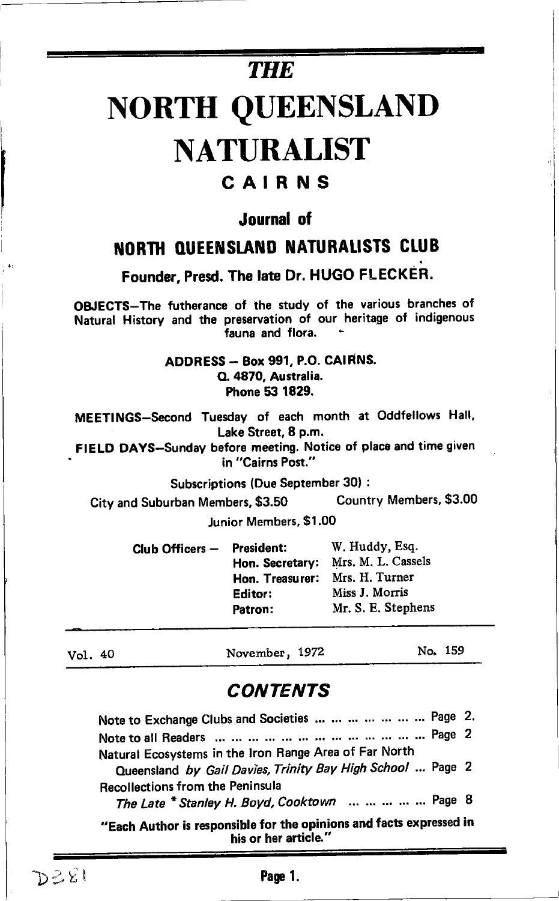# THE

# NORTH QUEENSLAND NATURALIST

## CAIRNS

### Journal of

## NORTH QUEENSLAND NATURALISTS CLUB

**Founder, Presd. The late Dr. HUGO FLECKER.**

**OBJECTS**—The futherance of the study of the various branches of Natural History and the preservation of our heritage of indigenous fauna and flora.

**ADDRESS** – Box 991, P.O. CAIRNS.
Q. 4870, Australia.
Phone 53 1829.

**MEETINGS**—Second Tuesday of each month at Oddfellows Hall, Lake Street, 8 p.m.

**FIELD DAYS**—Sunday before meeting. Notice of place and time given in "Cairns Post."

Subscriptions (Due September 30) :

City and Suburban Members, $3.50 — Country Members, $3.00

Junior Members, $1.00

| Club Officers — | | |
|---|---|---|
| | President: | W. Huddy, Esq. |
| | Hon. Secretary: | Mrs. M. L. Cassels |
| | Hon. Treasurer: | Mrs. H. Turner |
| | Editor: | Miss J. Morris |
| | Patron: | Mr. S. E. Stephens |

Vol. 40 — November, 1972 — No. 159

## CONTENTS

Note to Exchange Clubs and Societies ... ... ... ... ... ... ... Page 2.

Note to all Readers ... ... ... ... ... ... ... ... ... ... ... ... ... Page 2

Natural Ecosystems in the Iron Range Area of Far North Queensland *by Gail Davies, Trinity Bay High School* ... Page 2

Recollections from the Peninsula
*The Late * Stanley H. Boyd, Cooktown* ... ... ... ... ... Page 8

"Each Author is responsible for the opinions and facts expressed in his or her article."

D281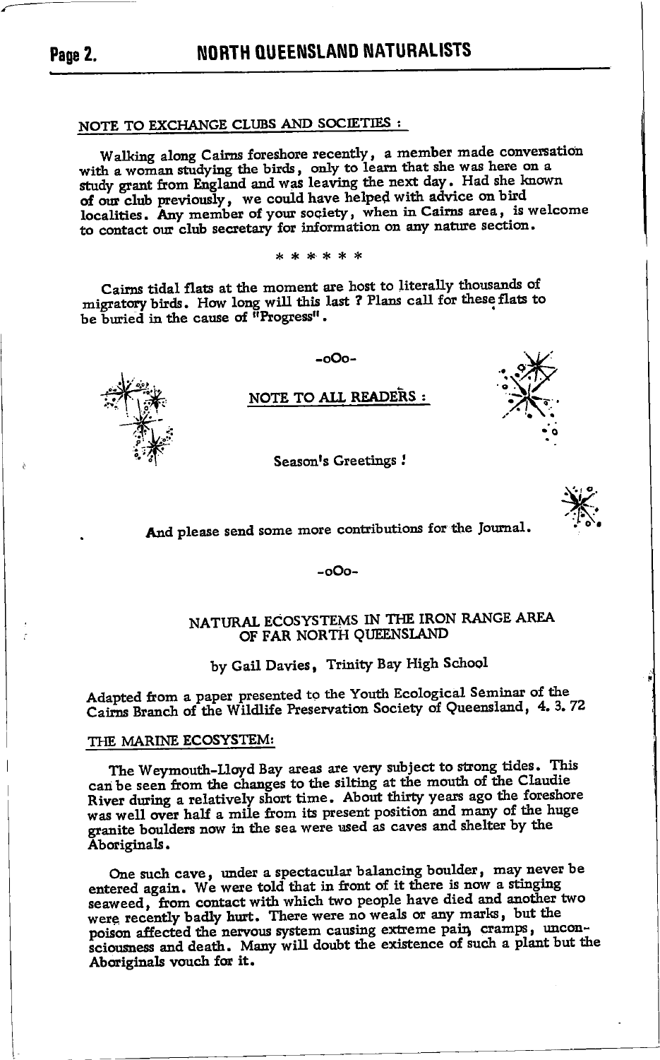## NOTE TO EXCHANGE CLUBS AND SOCIETIES :

Walking along Cairns foreshore recently, a member made conversation with a woman studying the birds, only to learn that she was here on a study grant from England and was leaving the next day. Had she known of our club previously, we could have helped with advice on bird localities. Any member of your society, when in Cairns area, is welcome to contact our club secretary for information on any nature section.

\* \* \* \* \* \*

Cairns tidal flats at the moment are host to literally thousands of migratory birds. How long will this last ? Plans call for these flats to be buried in the cause of "Progress".

-oOo-

## NOTE TO ALL READERS :

Season's Greetings !

And please send some more contributions for the Journal.

-oOo-

## NATURAL ECOSYSTEMS IN THE IRON RANGE AREA OF FAR NORTH QUEENSLAND

by Gail Davies, Trinity Bay High School

Adapted from a paper presented to the Youth Ecological Seminar of the Cairns Branch of the Wildlife Preservation Society of Queensland, 4. 3. 72

### THE MARINE ECOSYSTEM:

The Weymouth-Lloyd Bay areas are very subject to strong tides. This can be seen from the changes to the silting at the mouth of the Claudie River during a relatively short time. About thirty years ago the foreshore was well over half a mile from its present position and many of the huge granite boulders now in the sea were used as caves and shelter by the Aboriginals.

One such cave, under a spectacular balancing boulder, may never be entered again. We were told that in front of it there is now a stinging seaweed, from contact with which two people have died and another two were recently badly hurt. There were no weals or any marks, but the poison affected the nervous system causing extreme pain, cramps, unconsciousness and death. Many will doubt the existence of such a plant but the Aboriginals vouch for it.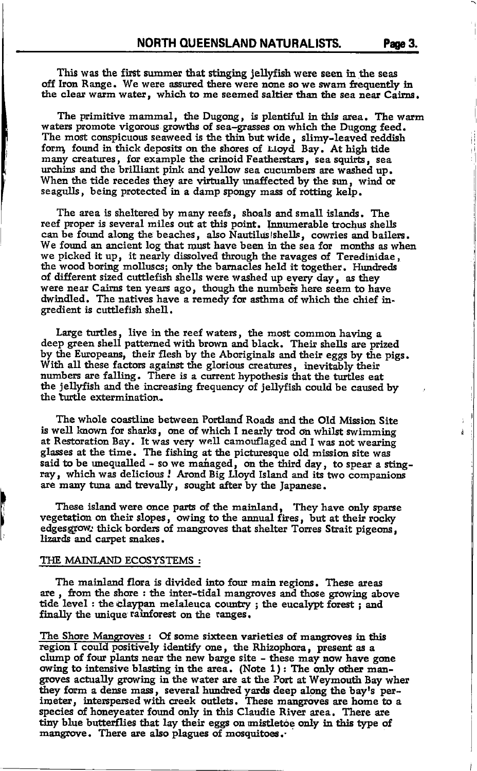This was the first summer that stinging jellyfish were seen in the seas off Iron Range. We were assured there were none so we swam frequently in the clear warm water, which to me seemed saltier than the sea near Cairns.

The primitive mammal, the Dugong, is plentiful in this area. The warm waters promote vigorous growths of sea-grasses on which the Dugong feed. The most conspicuous seaweed is the thin but wide, slimy-leaved reddish form, found in thick deposits on the shores of Lloyd Bay. At high tide many creatures, for example the crinoid Featherstars, sea squirts, sea urchins and the brilliant pink and yellow sea cucumbers are washed up. When the tide recedes they are virtually unaffected by the sun, wind or seagulls, being protected in a damp spongy mass of rotting kelp.

The area is sheltered by many reefs, shoals and small islands. The reef proper is several miles out at this point. Innumerable trochus shells can be found along the beaches, also Nautilus shells, cowries and bailers. We found an ancient log that must have been in the sea for months as when we picked it up, it nearly dissolved through the ravages of Teredinidae, the wood boring molluscs; only the barnacles held it together. Hundreds of different sized cuttlefish shells were washed up every day, as they were near Cairns ten years ago, though the numbers here seem to have dwindled. The natives have a remedy for asthma of which the chief ingredient is cuttlefish shell.

Large turtles, live in the reef waters, the most common having a deep green shell patterned with brown and black. Their shells are prized by the Europeans, their flesh by the Aboriginals and their eggs by the pigs. With all these factors against the glorious creatures, inevitably their numbers are falling. There is a current hypothesis that the turtles eat the jellyfish and the increasing frequency of jellyfish could be caused by the turtle extermination.

The whole coastline between Portland Roads and the Old Mission Site is well known for sharks, one of which I nearly trod on whilst swimming at Restoration Bay. It was very well camouflaged and I was not wearing glasses at the time. The fishing at the picturesque old mission site was said to be unequalled - so we managed, on the third day, to spear a sting-ray, which was delicious! Arond Big Lloyd Island and its two companions are many tuna and trevally, sought after by the Japanese.

These island were once parts of the mainland, They have only sparse vegetation on their slopes, owing to the annual fires, but at their rocky edges grow thick borders of mangroves that shelter Torres Strait pigeons, lizards and carpet snakes.

THE MAINLAND ECOSYSTEMS :

The mainland flora is divided into four main regions. These areas are , from the shore : the inter-tidal mangroves and those growing above tide level : the claypan melaleuca country ; the eucalypt forest ; and finally the unique rainforest on the ranges.

The Shore Mangroves : Of some sixteen varieties of mangroves in this region I could positively identify one, the Rhizophora, present as a clump of four plants near the new barge site - these may now have gone owing to intensive blasting in the area. (Note 1) : The only other mangroves actually growing in the water are at the Port at Weymouth Bay wher they form a dense mass, several hundred yards deep along the bay's perimeter, interspersed with creek outlets. These mangroves are home to a species of honeyeater found only in this Claudie River area. There are tiny blue butterflies that lay their eggs on mistletoe only in this type of mangrove. There are also plagues of mosquitoes.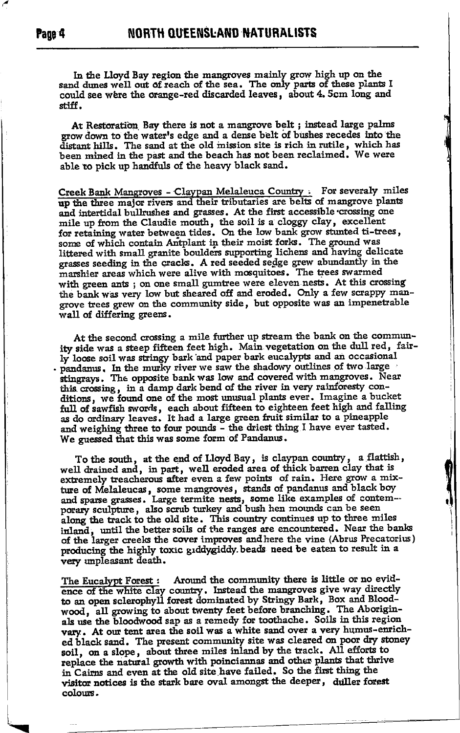In the Lloyd Bay region the mangroves mainly grow high up on the sand dunes well out of reach of the sea. The only parts of these plants I could see were the orange-red discarded leaves, about 4.5cm long and stiff.

At Restoration Bay there is not a mangrove belt ; instead large palms grow down to the water's edge and a dense belt of bushes recedes into the distant hills. The sand at the old mission site is rich in rutile, which has been mined in the past and the beach has not been reclaimed. We were able to pick up handfuls of the heavy black sand.

Creek Bank Mangroves - Claypan Melaleuca Country : For severaly miles up the three major rivers and their tributaries are belts of mangrove plants and intertidal bullrushes and grasses. At the first accessible crossing one mile up from the Claudie mouth, the soil is a cloggy clay, excellent for retaining water between tides. On the low bank grow stunted ti-trees, some of which contain Antplant in their moist forks. The ground was littered with small granite boulders supporting lichens and having delicate grasses seeding in the cracks. A red seeded sedge grew abundantly in the marshier areas which were alive with mosquitoes. The trees swarmed with green ants ; on one small gumtree were eleven nests. At this crossing the bank was very low but sheared off and eroded. Only a few scrappy mangrove trees grew on the community side, but opposite was an impenetrable wall of differing greens.

At the second crossing a mile further up stream the bank on the community side was a steep fifteen feet high. Main vegetation on the dull red, fairly loose soil was stringy bark and paper bark eucalypts and an occasional pandanus. In the murky river we saw the shadowy outlines of two large stingrays. The opposite bank was low and covered with mangroves. Near this crossing, in a damp dark bend of the river in very rainforesty conditions, we found one of the most unusual plants ever. Imagine a bucket full of sawfish swords, each about fifteen to eighteen feet high and falling as do ordinary leaves. It had a large green fruit similar to a pineapple and weighing three to four pounds - the driest thing I have ever tasted. We guessed that this was some form of Pandanus.

To the south, at the end of Lloyd Bay, is claypan country, a flattish, well drained and, in part, well eroded area of thick barren clay that is extremely treacherous after even a few points of rain. Here grow a mixture of Melaleucas, some mangroves, stands of pandanus and black boy and sparse grasses. Large termite nests, some like examples of contemporary sculpture, also scrub turkey and bush hen mounds can be seen along the track to the old site. This country continues up to three miles inland, until the better soils of the ranges are encountered. Near the banks of the larger creeks the cover improves and here the vine (Abrus Precatorius) producing the highly toxic giddygiddy beads need be eaten to result in a very unpleasant death.

The Eucalypt Forest : Around the community there is little or no evidence of the white clay country. Instead the mangroves give way directly to an open sclerophyll forest dominated by Stringy Bark, Box and Bloodwood, all growing to about twenty feet before branching. The Aboriginals use the bloodwood sap as a remedy for toothache. Soils in this region vary. At our tent area the soil was a white sand over a very humus-enriched black sand. The present community site was cleared on poor dry stoney soil, on a slope, about three miles inland by the track. All efforts to replace the natural growth with poinciannas and other plants that thrive in Cairns and even at the old site have failed. So the first thing the visitor notices is the stark bare oval amongst the deeper, duller forest colours.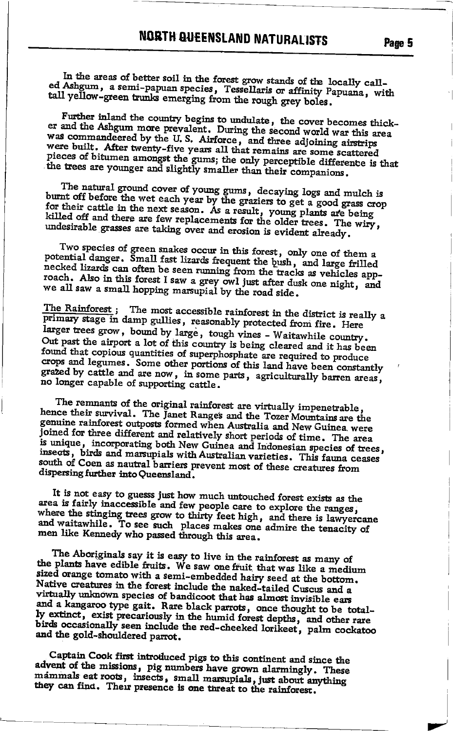In the areas of better soil in the forest grow stands of the locally called Ashgum, a semi-papuan species, Tessellaris or affinity Papuana, with tall yellow-green trunks emerging from the rough grey boles.

Further inland the country begins to undulate, the cover becomes thicker and the Ashgum more prevalent. During the second world war this area was commandeered by the U. S. Airforce, and three adjoining airstrips were built. After twenty-five years all that remains are some scattered pieces of bitumen amongst the gums; the only perceptible difference is that the trees are younger and slightly smaller than their companions.

The natural ground cover of young gums, decaying logs and mulch is burnt off before the wet each year by the graziers to get a good grass crop for their cattle in the next season. As a result, young plants are being killed off and there are few replacements for the older trees. The wiry, undesirable grasses are taking over and erosion is evident already.

Two species of green snakes occur in this forest, only one of them a potential danger. Small fast lizards frequent the bush, and large frilled necked lizards can often be seen running from the tracks as vehicles approach. Also in this forest I saw a grey owl just after dusk one night, and we all saw a small hopping marsupial by the road side.

The Rainforest ; The most accessible rainforest in the district is really a primary stage in damp gullies, reasonably protected from fire. Here larger trees grow, bound by large, tough vines - Waitawhile country. Out past the airport a lot of this country is being cleared and it has been found that copious quantities of superphosphate are required to produce crops and legumes. Some other portions of this land have been constantly grazed by cattle and are now, in some parts, agriculturally barren areas, no longer capable of supporting cattle.

The remnants of the original rainforest are virtually impenetrable, hence their survival. The Janet Ranges and the Tozer Mountains are the genuine rainforest outposts formed when Australia and New Guinea were joined for three different and relatively short periods of time. The area is unique, incorporating both New Guinea and Indonesian species of trees, insects, birds and marsupials with Australian varieties. This fauna ceases south of Coen as nautral barriers prevent most of these creatures from dispersing further into Queensland.

It is not easy to guesss just how much untouched forest exists as the area is fairly inaccessible and few people care to explore the ranges, where the stinging trees grow to thirty feet high, and there is lawyercane and waitawhile. To see such places makes one admire the tenacity of men like Kennedy who passed through this area.

The Aboriginals say it is easy to live in the rainforest as many of the plants have edible fruits. We saw one fruit that was like a medium sized orange tomato with a semi-embedded hairy seed at the bottom. Native creatures in the forest include the naked-tailed Cuscus and a virtually unknown species of bandicoot that has almost invisible ears and a kangaroo type gait. Rare black parrots, once thought to be totally extinct, exist precariously in the humid forest depths, and other rare birds occasionally seen include the red-cheeked lorikeet, palm cockatoo and the gold-shouldered parrot.

Captain Cook first introduced pigs to this continent and since the advent of the missions, pig numbers have grown alarmingly. These mammals eat roots, insects, small marsupials, just about anything they can find. Their presence is one threat to the rainforest.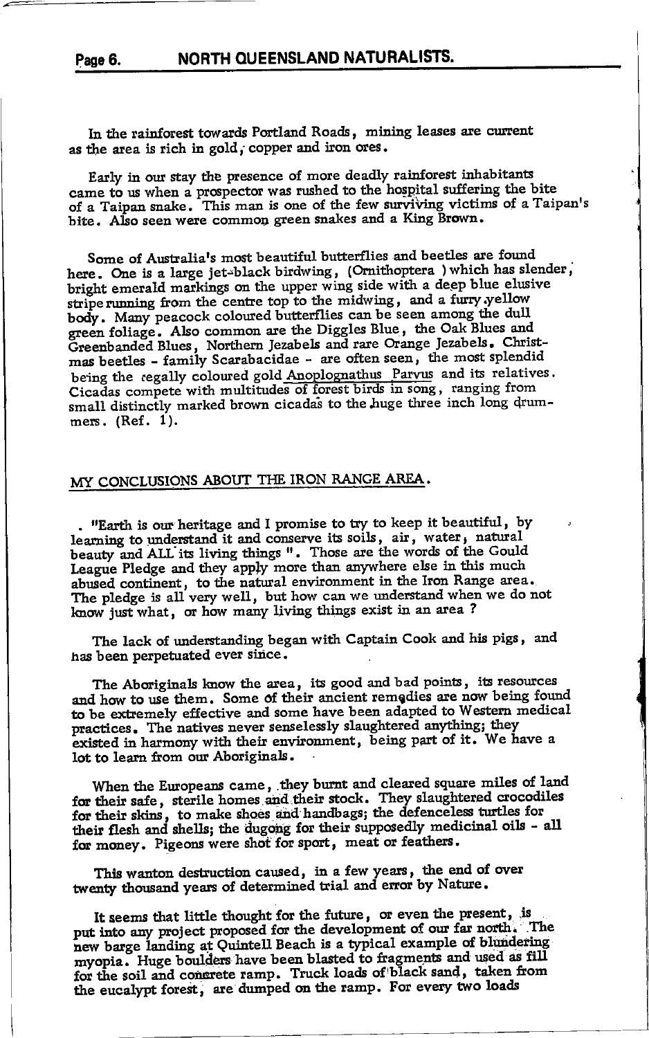In the rainforest towards Portland Roads, mining leases are current as the area is rich in gold, copper and iron ores.

Early in our stay the presence of more deadly rainforest inhabitants came to us when a prospector was rushed to the hospital suffering the bite of a Taipan snake. This man is one of the few surviving victims of a Taipan's bite. Also seen were common green snakes and a King Brown.

Some of Australia's most beautiful butterflies and beetles are found here. One is a large jet-black birdwing, (Ornithoptera ) which has slender, bright emerald markings on the upper wing side with a deep blue elusive stripe running from the centre top to the midwing, and a furry yellow body. Many peacock coloured butterflies can be seen among the dull green foliage. Also common are the Diggles Blue, the Oak Blues and Greenbanded Blues, Northern Jezabels and rare Orange Jezabels. Christmas beetles - family Scarabacidae - are often seen, the most splendid being the regally coloured gold Anoplognathus Parvus and its relatives. Cicadas compete with multitudes of forest birds in song, ranging from small distinctly marked brown cicadas to the huge three inch long drummers. (Ref. 1).

## MY CONCLUSIONS ABOUT THE IRON RANGE AREA.

"Earth is our heritage and I promise to try to keep it beautiful, by learning to understand it and conserve its soils, air, water, natural beauty and ALL its living things ". Those are the words of the Gould League Pledge and they apply more than anywhere else in this much abused continent, to the natural environment in the Iron Range area. The pledge is all very well, but how can we understand when we do not know just what, or how many living things exist in an area ?

The lack of understanding began with Captain Cook and his pigs, and has been perpetuated ever since.

The Aboriginals know the area, its good and bad points, its resources and how to use them. Some of their ancient remedies are now being found to be extremely effective and some have been adapted to Western medical practices. The natives never senselessly slaughtered anything; they existed in harmony with their environment, being part of it. We have a lot to learn from our Aboriginals.

When the Europeans came, they burnt and cleared square miles of land for their safe, sterile homes and their stock. They slaughtered crocodiles for their skins, to make shoes and handbags; the defenceless turtles for their flesh and shells; the dugong for their supposedly medicinal oils - all for money. Pigeons were shot for sport, meat or feathers.

This wanton destruction caused, in a few years, the end of over twenty thousand years of determined trial and error by Nature.

It seems that little thought for the future, or even the present, is put into any project proposed for the development of our far north. The new barge landing at Quintell Beach is a typical example of blundering myopia. Huge boulders have been blasted to fragments and used as fill for the soil and conrete ramp. Truck loads of black sand, taken from the eucalypt forest, are dumped on the ramp. For every two loads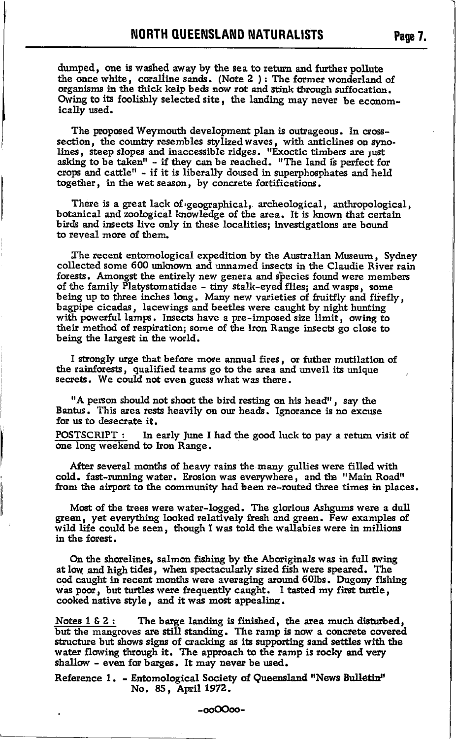dumped, one is washed away by the sea to return and further pollute the once white, coralline sands. (Note 2 ): The former wonderland of organisms in the thick kelp beds now rot and stink through suffocation. Owing to its foolishly selected site, the landing may never be economically used.

The proposed Weymouth development plan is outrageous. In cross-section, the country resembles stylized waves, with anticlines on synolines, steep slopes and inaccessible ridges. "Exoctic timbers are just asking to be taken" - if they can be reached. "The land is perfect for crops and cattle" - if it is liberally doused in superphosphates and held together, in the wet season, by concrete fortifications.

There is a great lack of geographical, archeological, anthropological, botanical and zoological knowledge of the area. It is known that certain birds and insects live only in these localities; investigations are bound to reveal more of them.

The recent entomological expedition by the Australian Museum, Sydney collected some 600 unknown and unnamed insects in the Claudie River rain forests. Amongst the entirely new genera and species found were members of the family Platystomatidae - tiny stalk-eyed flies; and wasps, some being up to three inches long. Many new varieties of fruitfly and firefly, bagpipe cicadas, lacewings and beetles were caught by night hunting with powerful lamps. Insects have a pre-imposed size limit, owing to their method of respiration; some of the Iron Range insects go close to being the largest in the world.

I strongly urge that before more annual fires, or futher mutilation of the rainforests, qualified teams go to the area and unveil its unique secrets. We could not even guess what was there.

"A person should not shoot the bird resting on his head", say the Bantus. This area rests heavily on our heads. Ignorance is no excuse for us to desecrate it.

POSTSCRIPT : In early June I had the good luck to pay a return visit of one long weekend to Iron Range.

After several months of heavy rains the many gullies were filled with cold. fast-running water. Erosion was everywhere, and the "Main Road" from the airport to the community had been re-routed three times in places.

Most of the trees were water-logged. The glorious Ashgums were a dull green, yet everything looked relatively fresh and green. Few examples of wild life could be seen, though I was told the wallabies were in millions in the forest.

On the shorelines, salmon fishing by the Aboriginals was in full swing at low and high tides, when spectacularly sized fish were speared. The cod caught in recent months were averaging around 60lbs. Dugony fishing was poor, but turtles were frequently caught. I tasted my first turtle, cooked native style, and it was most appealing.

Notes 1 & 2 : The barge landing is finished, the area much disturbed, but the mangroves are still standing. The ramp is now a concrete covered structure but shows signs of cracking as its supporting sand settles with the water flowing through it. The approach to the ramp is rocky and very shallow - even for barges. It may never be used.

Reference 1. - Entomological Society of Queensland "News Bulletin" No. 85, April 1972.

-ooOOoo-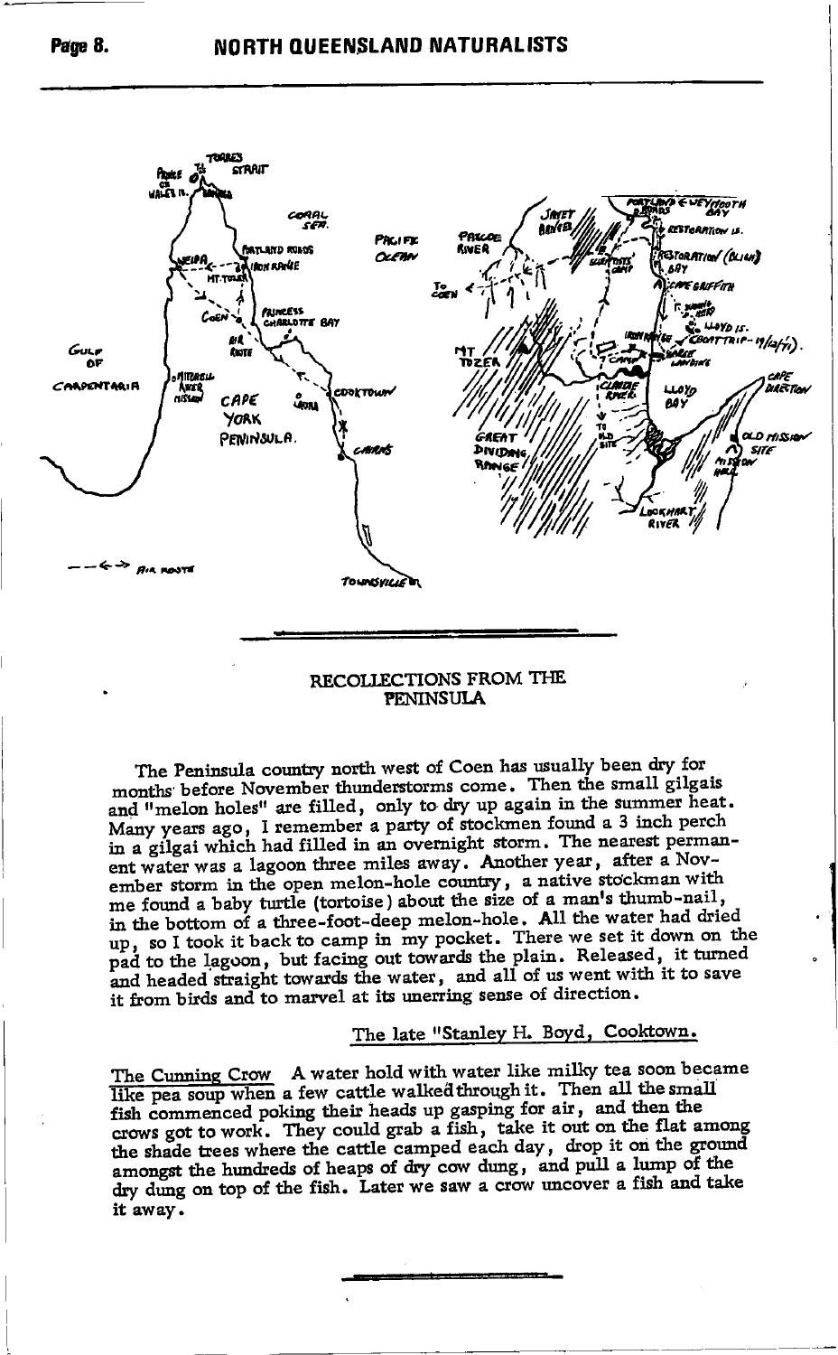## RECOLLECTIONS FROM THE PENINSULA

The Peninsula country north west of Coen has usually been dry for months before November thunderstorms come. Then the small gilgais and "melon holes" are filled, only to dry up again in the summer heat. Many years ago, I remember a party of stockmen found a 3 inch perch in a gilgai which had filled in an overnight storm. The nearest permanent water was a lagoon three miles away. Another year, after a November storm in the open melon-hole country, a native stockman with me found a baby turtle (tortoise) about the size of a man's thumb-nail, in the bottom of a three-foot-deep melon-hole. All the water had dried up, so I took it back to camp in my pocket. There we set it down on the pad to the lagoon, but facing out towards the plain. Released, it turned and headed straight towards the water, and all of us went with it to save it from birds and to marvel at its unerring sense of direction.

The late "Stanley H. Boyd, Cooktown.

The Cunning Crow A water hold with water like milky tea soon became like pea soup when a few cattle walked through it. Then all the small fish commenced poking their heads up gasping for air, and then the crows got to work. They could grab a fish, take it out on the flat among the shade trees where the cattle camped each day, drop it on the ground amongst the hundreds of heaps of dry cow dung, and pull a lump of the dry dung on top of the fish. Later we saw a crow uncover a fish and take it away.